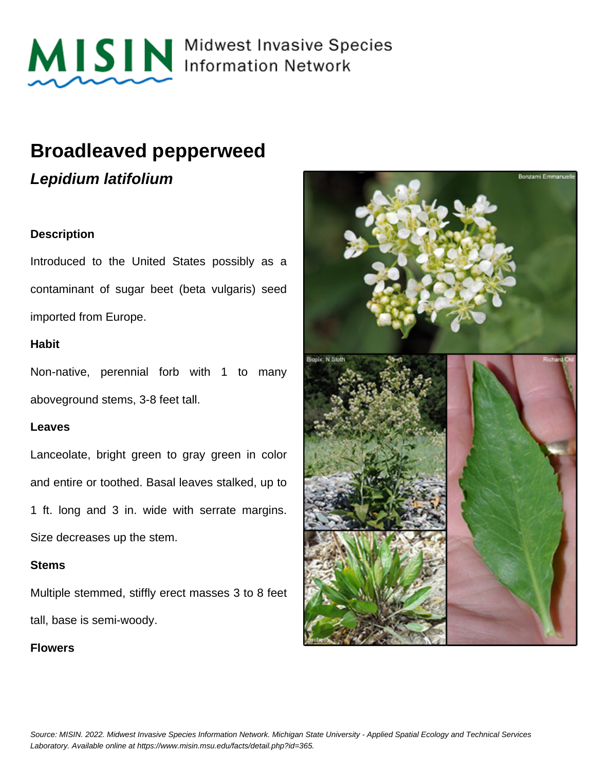# Broadleaved pepperweed

## *Lepidium latifolium*

#### Description

Introduced to the United States possibly as a contaminant of sugar beet (beta vulgaris) seed imported from Europe.

#### Habit

Non-native, perennial forb with 1 to many aboveground stems, 3-8 feet tall.

#### Leaves

Lanceolate, bright green to gray green in color and entire or toothed. Basal leaves stalked, up to 1 ft. long and 3 in. wide with serrate margins. Size decreases up the stem.

#### Stems

Multiple stemmed, stiffly erect masses 3 to 8 feet tall, base is semi-woody.

#### Flowers

*Source: MISIN. 2022. Midwest Invasive Species Information Network. Michigan State University - Applied Spatial Ecology and Technical Services Laboratory. Available online at https://www.misin.msu.edu/facts/detail.php?id=365.*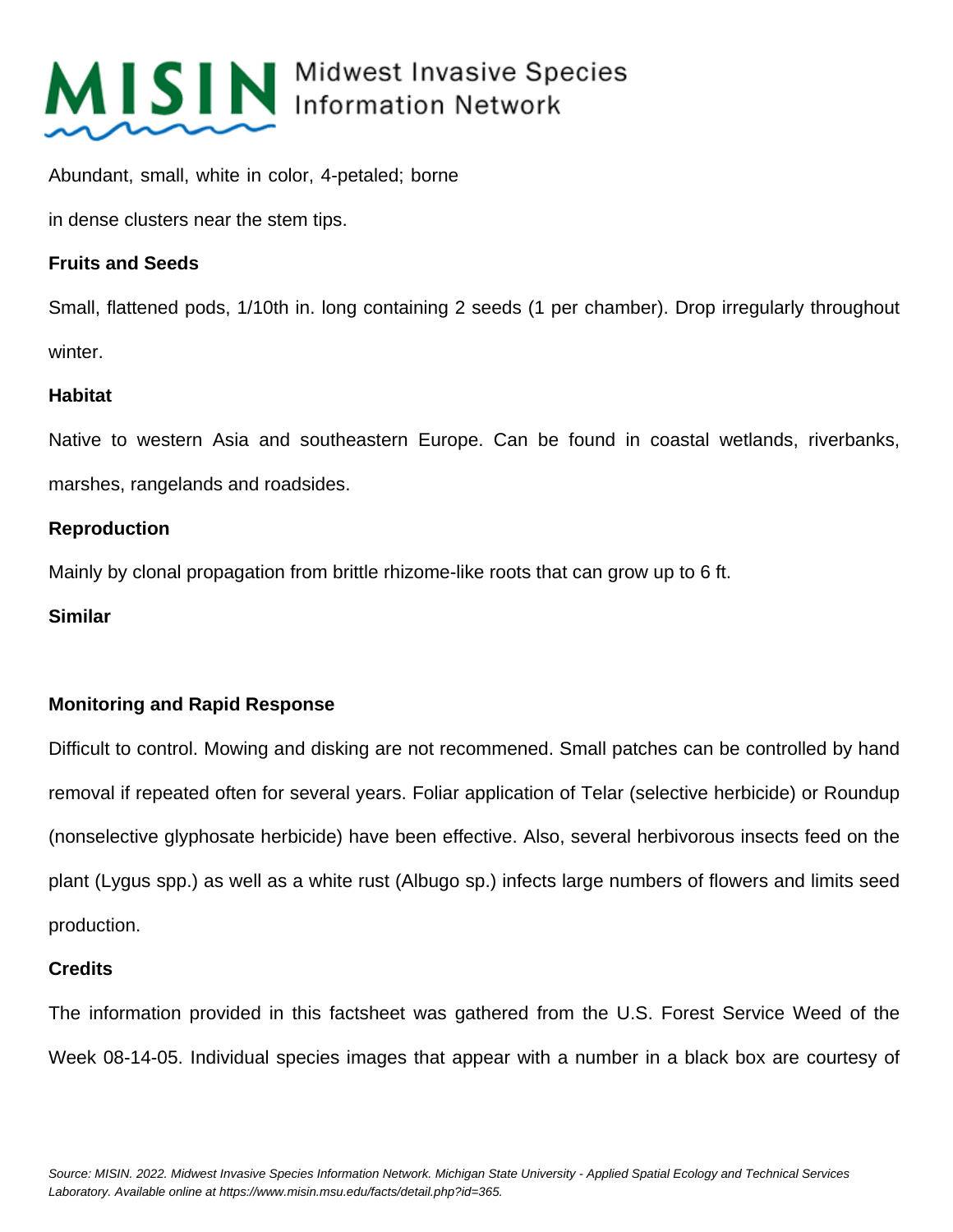Abundant, small, white in color, 4-petaled; borne

in dense clusters near the stem tips.

**Fruits and Seeds**

Small, flattened pods, 1/10th in. long containing 2 seeds (1 per chamber). Drop irregularly throughout winter.

**Habitat**

Native to western Asia and southeastern Europe. Can be found in coastal wetlands, riverbanks, marshes, rangelands and roadsides.

**Reproduction**

Mainly by clonal propagation from brittle rhizome-like roots that can grow up to 6 ft.

**Similar**

**Monitoring and Rapid Response**

Difficult to control. Mowing and disking are not recommened. Small patches can be controlled by hand removal if repeated often for several years. Foliar application of Telar (selective herbicide) or Roundup (nonselective glyphosate herbicide) have been effective. Also, several herbivorous insects feed on the plant (Lygus spp.) as well as a white rust (Albugo sp.) infects large numbers of flowers and limits seed production.

**Credits**

The information provided in this factsheet was gathered from the U.S. Forest Service Weed of the Week 08-14-05. Individual species images that appear with a number in a black box are courtesy of

*Source: MISIN. 2022. Midwest Invasive Species Information Network. Michigan State University - Applied Spatial Ecology and Technical Services Laboratory. Available online at https://www.misin.msu.edu/facts/detail.php?id=365.*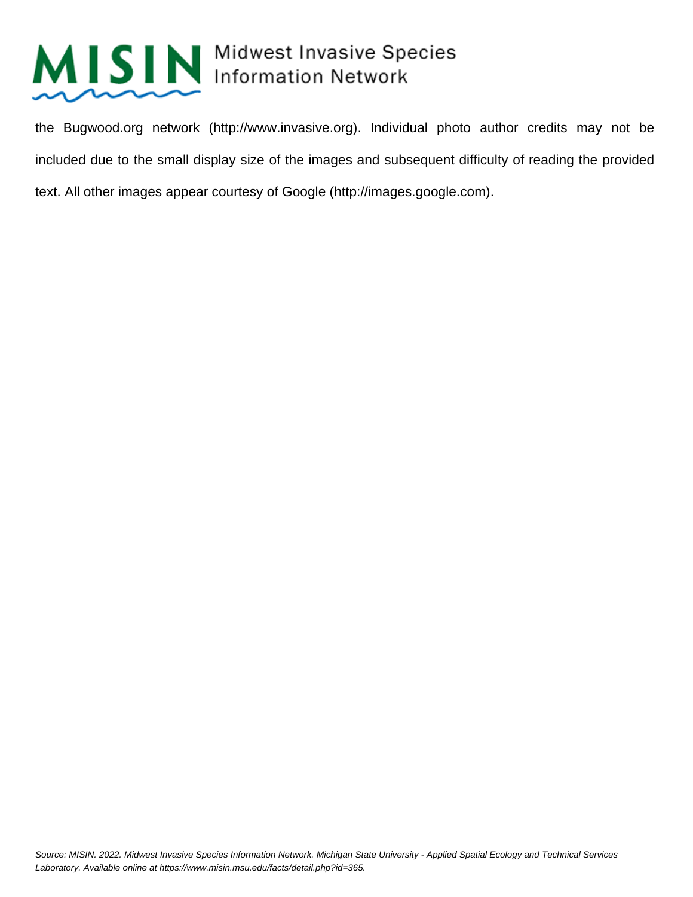the Bugwood.org network (http://www.invasive.org). Individual photo author credits may not be included due to the small display size of the images and subsequent difficulty of reading the provided text. All other images appear courtesy of Google (http://images.google.com).